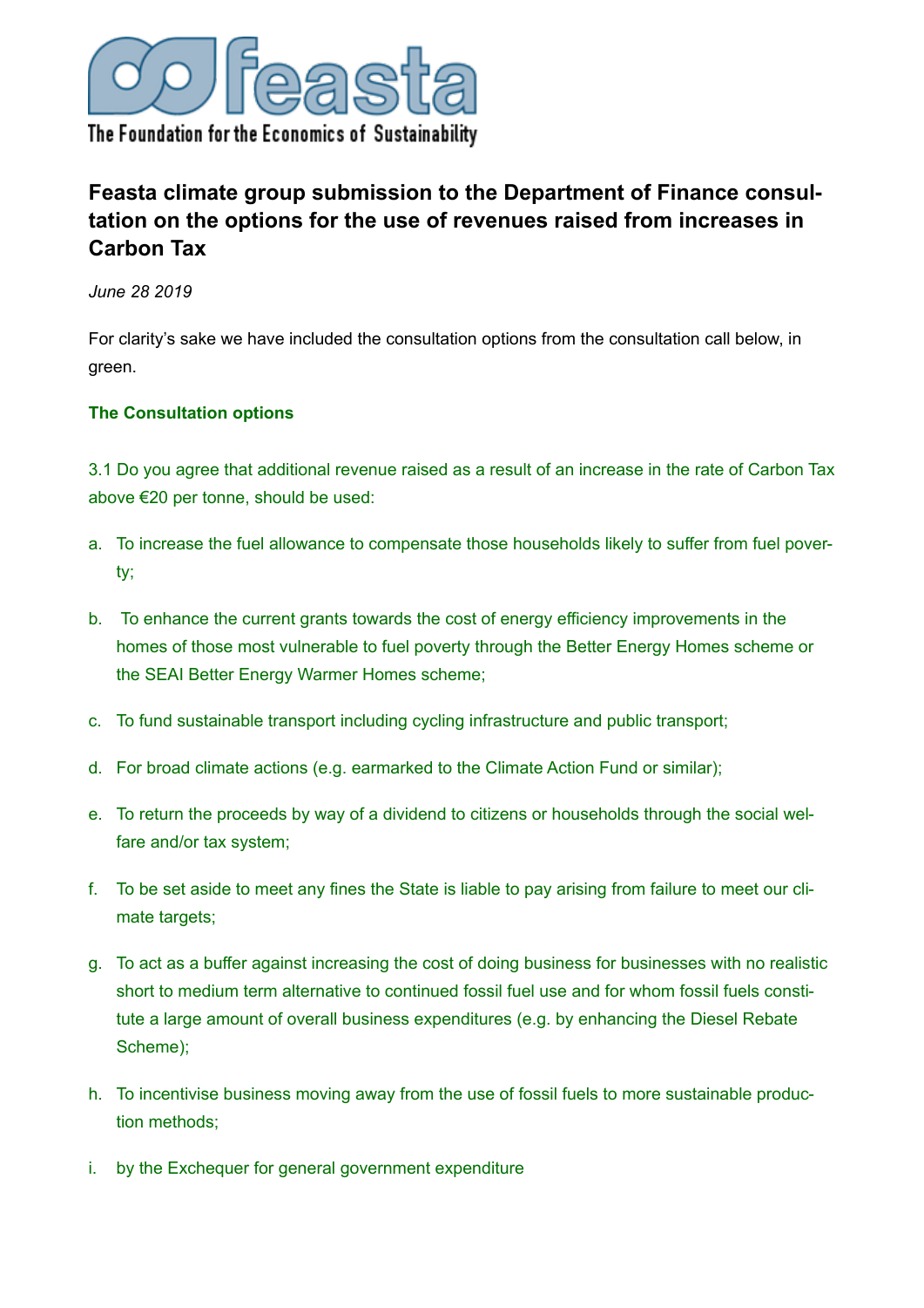# Feasta climate group submission to the Department of Finance consultation on the options for the use of revenues raised from increases in Carbon Tax

*June 28 2019*

For clarity's sake we have included the consultation options from the consultation call below, in green.

### The Consultation options

3.1 Do you agree that additional revenue raised as a result of an increase in the rate of Carbon Tax above €20 per tonne, should be used:

a. To increase the fuel allowance to compensate those households likely to suffer from fuel poverty;

b. To enhance the current grants towards the cost of energy efficiency improvements in the homes of those most vulnerable to fuel poverty through the Better Energy Homes scheme or the SEAI Better Energy Warmer Homes scheme;

c. To fund sustainable transport including cycling infrastructure and public transport;

d. For broad climate actions (e.g. earmarked to the Climate Action Fund or similar);

e. To return the proceeds by way of a dividend to citizens or households through the social welfare and/or tax system;

f. To be set aside to meet any fines the State is liable to pay arising from failure to meet our climate targets;

g. To act as a buffer against increasing the cost of doing business for businesses with no realistic short to medium term alternative to continued fossil fuel use and for whom fossil fuels constitute a large amount of overall business expenditures (e.g. by enhancing the Diesel Rebate Scheme);

h. To incentivise business moving away from the use of fossil fuels to more sustainable production methods;

i. by the Exchequer for general government expenditure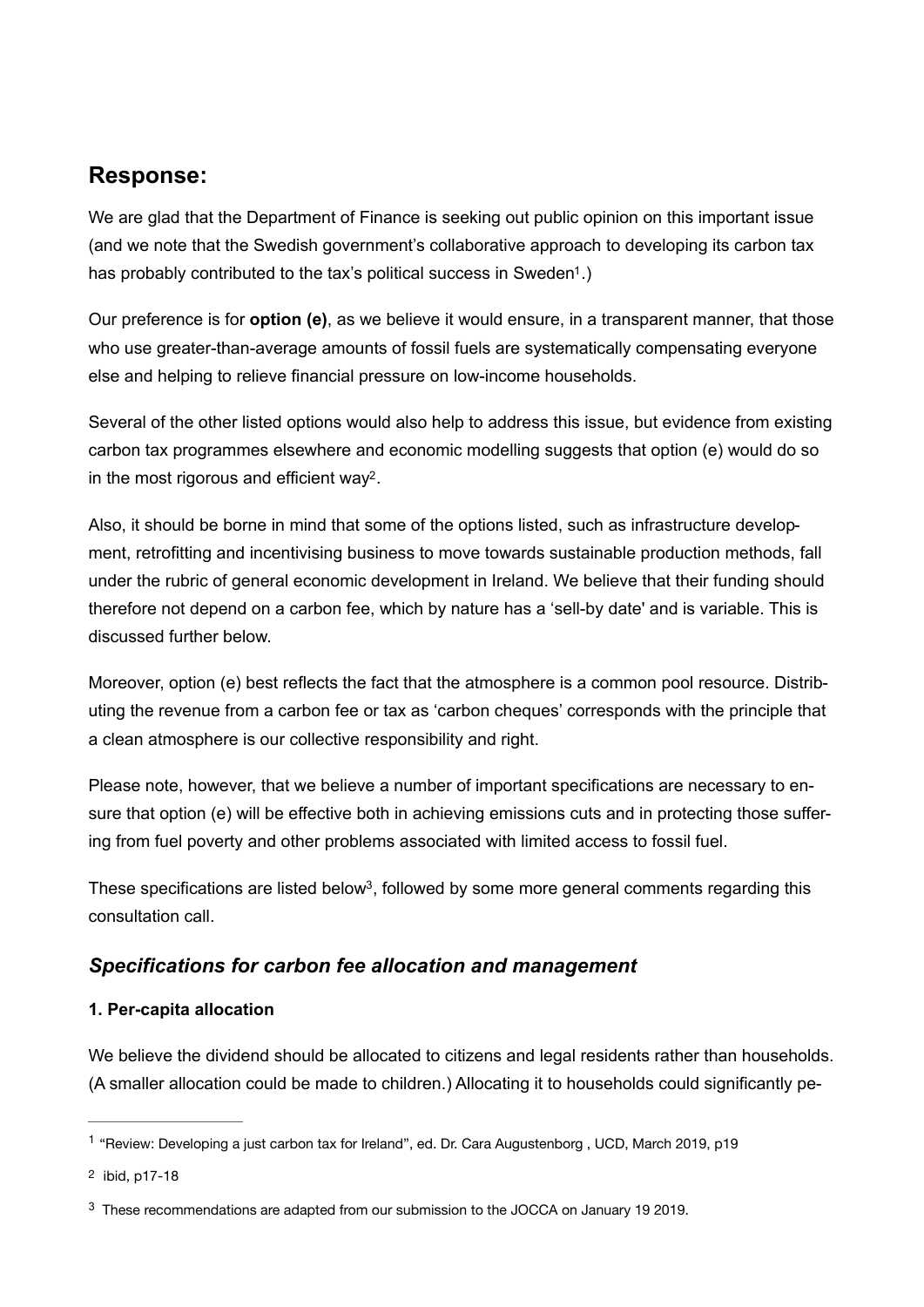## Response:

We are glad that the Department of Finance is seeking out public opinion on this important issue (and we note that the Swedish government's collaborative approach to developing its carbon tax has probably contributed to the tax's political success in Sweden[1].)

Our preference is for **option (e)**, as we believe it would ensure, in a transparent manner, that those who use greater-than-average amounts of fossil fuels are systematically compensating everyone else and helping to relieve financial pressure on low-income households.

Several of the other listed options would also help to address this issue, but evidence from existing carbon tax programmes elsewhere and economic modelling suggests that option (e) would do so in the most rigorous and efficient way[2].

Also, it should be borne in mind that some of the options listed, such as infrastructure development, retrofitting and incentivising business to move towards sustainable production methods, fall under the rubric of general economic development in Ireland. We believe that their funding should therefore not depend on a carbon fee, which by nature has a 'sell-by date' and is variable. This is discussed further below.

Moreover, option (e) best reflects the fact that the atmosphere is a common pool resource. Distributing the revenue from a carbon fee or tax as 'carbon cheques' corresponds with the principle that a clean atmosphere is our collective responsibility and right.

Please note, however, that we believe a number of important specifications are necessary to ensure that option (e) will be effective both in achieving emissions cuts and in protecting those suffering from fuel poverty and other problems associated with limited access to fossil fuel.

These specifications are listed below[3], followed by some more general comments regarding this consultation call.

### *Specifications for carbon fee allocation and management*

**1. Per-capita allocation**

We believe the dividend should be allocated to citizens and legal residents rather than households. (A smaller allocation could be made to children.) Allocating it to households could significantly pe-

---

[1] "Review: Developing a just carbon tax for Ireland", ed. Dr. Cara Augustenborg , UCD, March 2019, p19

[2] ibid, p17-18

[3] These recommendations are adapted from our submission to the JOCCA on January 19 2019.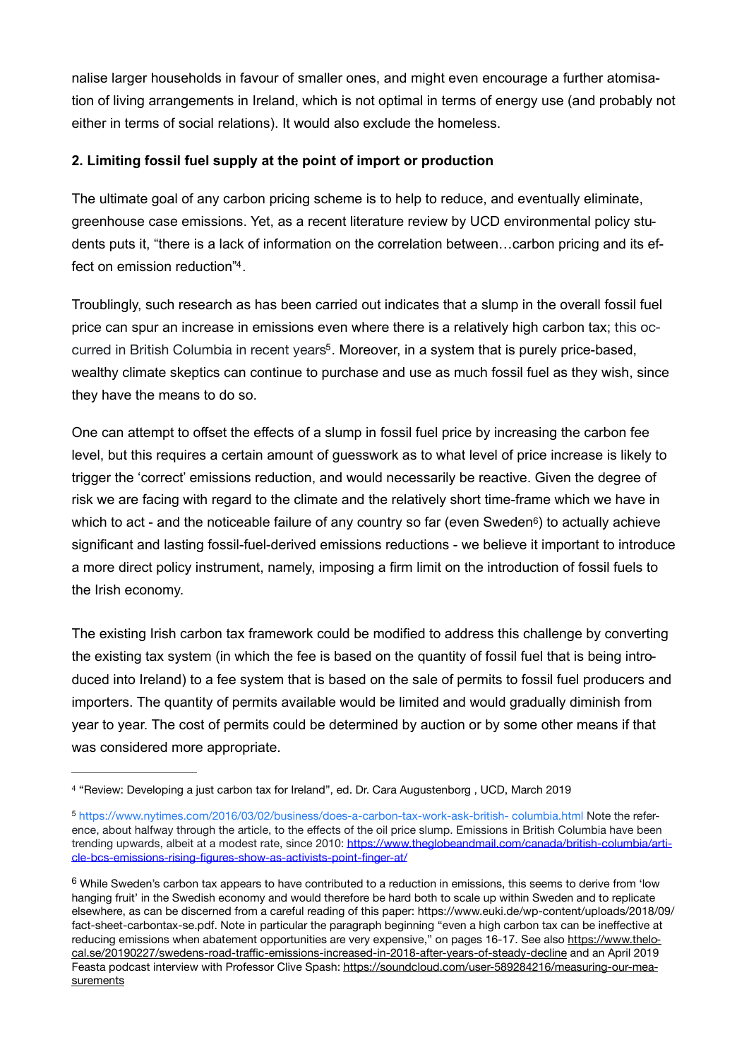nalise larger households in favour of smaller ones, and might even encourage a further atomisation of living arrangements in Ireland, which is not optimal in terms of energy use (and probably not either in terms of social relations). It would also exclude the homeless.

**2. Limiting fossil fuel supply at the point of import or production**

The ultimate goal of any carbon pricing scheme is to help to reduce, and eventually eliminate, greenhouse case emissions. Yet, as a recent literature review by UCD environmental policy students puts it, "there is a lack of information on the correlation between…carbon pricing and its effect on emission reduction"[4].

Troublingly, such research as has been carried out indicates that a slump in the overall fossil fuel price can spur an increase in emissions even where there is a relatively high carbon tax; this occurred in British Columbia in recent years[5]. Moreover, in a system that is purely price-based, wealthy climate skeptics can continue to purchase and use as much fossil fuel as they wish, since they have the means to do so.

One can attempt to offset the effects of a slump in fossil fuel price by increasing the carbon fee level, but this requires a certain amount of guesswork as to what level of price increase is likely to trigger the 'correct' emissions reduction, and would necessarily be reactive. Given the degree of risk we are facing with regard to the climate and the relatively short time-frame which we have in which to act - and the noticeable failure of any country so far (even Sweden[6]) to actually achieve significant and lasting fossil-fuel-derived emissions reductions - we believe it important to introduce a more direct policy instrument, namely, imposing a firm limit on the introduction of fossil fuels to the Irish economy.

The existing Irish carbon tax framework could be modified to address this challenge by converting the existing tax system (in which the fee is based on the quantity of fossil fuel that is being introduced into Ireland) to a fee system that is based on the sale of permits to fossil fuel producers and importers. The quantity of permits available would be limited and would gradually diminish from year to year. The cost of permits could be determined by auction or by some other means if that was considered more appropriate.

---

[4] "Review: Developing a just carbon tax for Ireland", ed. Dr. Cara Augustenborg , UCD, March 2019

[5] https://www.nytimes.com/2016/03/02/business/does-a-carbon-tax-work-ask-british- columbia.html Note the reference, about halfway through the article, to the effects of the oil price slump. Emissions in British Columbia have been trending upwards, albeit at a modest rate, since 2010: https://www.theglobeandmail.com/canada/british-columbia/article-bcs-emissions-rising-figures-show-as-activists-point-finger-at/

[6] While Sweden's carbon tax appears to have contributed to a reduction in emissions, this seems to derive from 'low hanging fruit' in the Swedish economy and would therefore be hard both to scale up within Sweden and to replicate elsewhere, as can be discerned from a careful reading of this paper: https://www.euki.de/wp-content/uploads/2018/09/fact-sheet-carbontax-se.pdf. Note in particular the paragraph beginning "even a high carbon tax can be ineffective at reducing emissions when abatement opportunities are very expensive," on pages 16-17. See also https://www.thelocal.se/20190227/swedens-road-traffic-emissions-increased-in-2018-after-years-of-steady-decline and an April 2019 Feasta podcast interview with Professor Clive Spash: https://soundcloud.com/user-589284216/measuring-our-measurements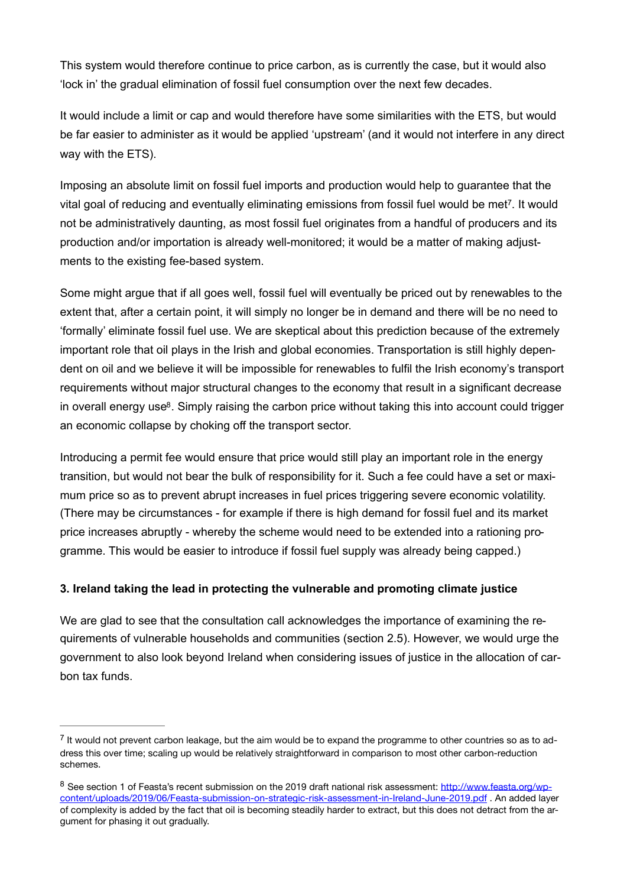This system would therefore continue to price carbon, as is currently the case, but it would also 'lock in' the gradual elimination of fossil fuel consumption over the next few decades.

It would include a limit or cap and would therefore have some similarities with the ETS, but would be far easier to administer as it would be applied 'upstream' (and it would not interfere in any direct way with the ETS).

Imposing an absolute limit on fossil fuel imports and production would help to guarantee that the vital goal of reducing and eventually eliminating emissions from fossil fuel would be met[7]. It would not be administratively daunting, as most fossil fuel originates from a handful of producers and its production and/or importation is already well-monitored; it would be a matter of making adjustments to the existing fee-based system.

Some might argue that if all goes well, fossil fuel will eventually be priced out by renewables to the extent that, after a certain point, it will simply no longer be in demand and there will be no need to 'formally' eliminate fossil fuel use. We are skeptical about this prediction because of the extremely important role that oil plays in the Irish and global economies. Transportation is still highly dependent on oil and we believe it will be impossible for renewables to fulfil the Irish economy's transport requirements without major structural changes to the economy that result in a significant decrease in overall energy use[8]. Simply raising the carbon price without taking this into account could trigger an economic collapse by choking off the transport sector.

Introducing a permit fee would ensure that price would still play an important role in the energy transition, but would not bear the bulk of responsibility for it. Such a fee could have a set or maximum price so as to prevent abrupt increases in fuel prices triggering severe economic volatility. (There may be circumstances - for example if there is high demand for fossil fuel and its market price increases abruptly - whereby the scheme would need to be extended into a rationing programme. This would be easier to introduce if fossil fuel supply was already being capped.)

**3. Ireland taking the lead in protecting the vulnerable and promoting climate justice**

We are glad to see that the consultation call acknowledges the importance of examining the requirements of vulnerable households and communities (section 2.5). However, we would urge the government to also look beyond Ireland when considering issues of justice in the allocation of carbon tax funds.

---

[7] It would not prevent carbon leakage, but the aim would be to expand the programme to other countries so as to address this over time; scaling up would be relatively straightforward in comparison to most other carbon-reduction schemes.

[8] See section 1 of Feasta's recent submission on the 2019 draft national risk assessment: http://www.feasta.org/wp-content/uploads/2019/06/Feasta-submission-on-strategic-risk-assessment-in-Ireland-June-2019.pdf . An added layer of complexity is added by the fact that oil is becoming steadily harder to extract, but this does not detract from the argument for phasing it out gradually.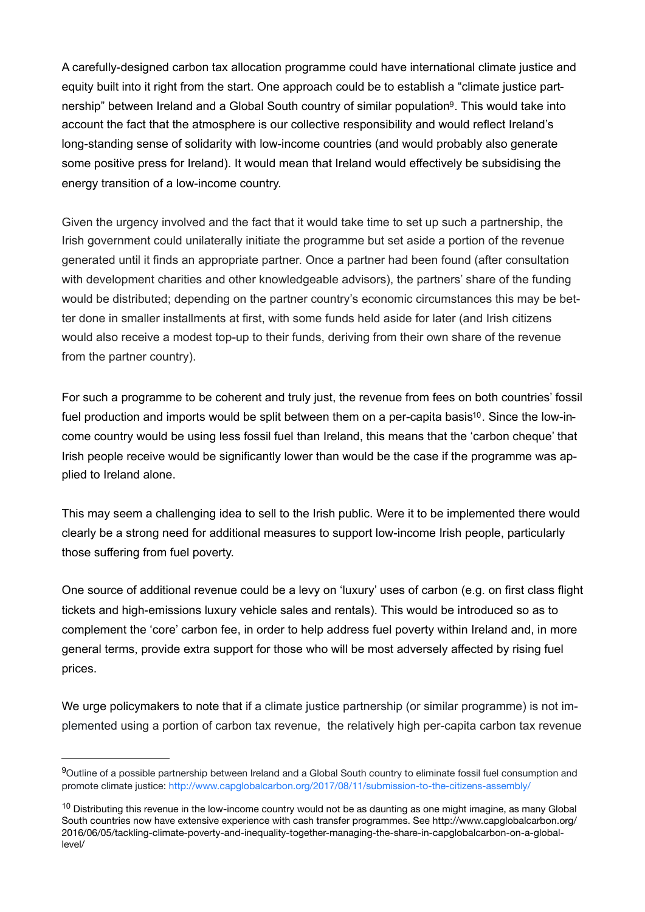A carefully-designed carbon tax allocation programme could have international climate justice and equity built into it right from the start. One approach could be to establish a "climate justice partnership" between Ireland and a Global South country of similar population[9]. This would take into account the fact that the atmosphere is our collective responsibility and would reflect Ireland's long-standing sense of solidarity with low-income countries (and would probably also generate some positive press for Ireland). It would mean that Ireland would effectively be subsidising the energy transition of a low-income country.

Given the urgency involved and the fact that it would take time to set up such a partnership, the Irish government could unilaterally initiate the programme but set aside a portion of the revenue generated until it finds an appropriate partner. Once a partner had been found (after consultation with development charities and other knowledgeable advisors), the partners' share of the funding would be distributed; depending on the partner country's economic circumstances this may be better done in smaller installments at first, with some funds held aside for later (and Irish citizens would also receive a modest top-up to their funds, deriving from their own share of the revenue from the partner country).

For such a programme to be coherent and truly just, the revenue from fees on both countries' fossil fuel production and imports would be split between them on a per-capita basis[10]. Since the low-income country would be using less fossil fuel than Ireland, this means that the 'carbon cheque' that Irish people receive would be significantly lower than would be the case if the programme was applied to Ireland alone.

This may seem a challenging idea to sell to the Irish public. Were it to be implemented there would clearly be a strong need for additional measures to support low-income Irish people, particularly those suffering from fuel poverty.

One source of additional revenue could be a levy on 'luxury' uses of carbon (e.g. on first class flight tickets and high-emissions luxury vehicle sales and rentals). This would be introduced so as to complement the 'core' carbon fee, in order to help address fuel poverty within Ireland and, in more general terms, provide extra support for those who will be most adversely affected by rising fuel prices.

We urge policymakers to note that if a climate justice partnership (or similar programme) is not implemented using a portion of carbon tax revenue, the relatively high per-capita carbon tax revenue

---

[9] Outline of a possible partnership between Ireland and a Global South country to eliminate fossil fuel consumption and promote climate justice: http://www.capglobalcarbon.org/2017/08/11/submission-to-the-citizens-assembly/

[10] Distributing this revenue in the low-income country would not be as daunting as one might imagine, as many Global South countries now have extensive experience with cash transfer programmes. See http://www.capglobalcarbon.org/2016/06/05/tackling-climate-poverty-and-inequality-together-managing-the-share-in-capglobalcarbon-on-a-global-level/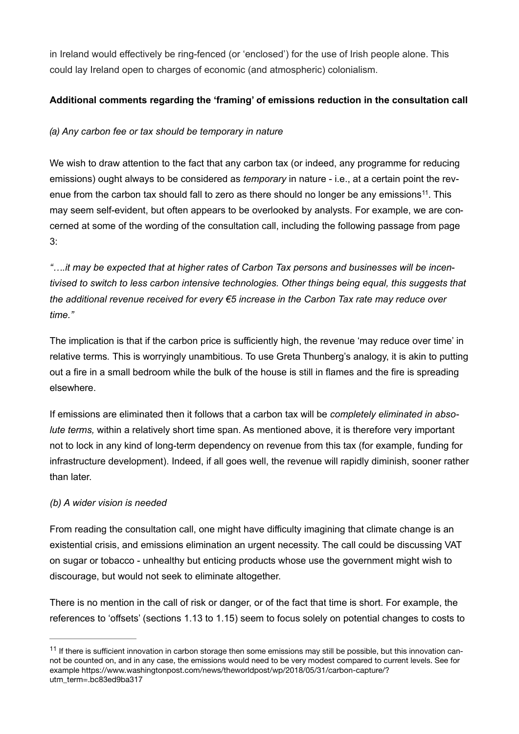in Ireland would effectively be ring-fenced (or 'enclosed') for the use of Irish people alone. This could lay Ireland open to charges of economic (and atmospheric) colonialism.

**Additional comments regarding the 'framing' of emissions reduction in the consultation call**

*(a) Any carbon fee or tax should be temporary in nature*

We wish to draw attention to the fact that any carbon tax (or indeed, any programme for reducing emissions) ought always to be considered as *temporary* in nature - i.e., at a certain point the revenue from the carbon tax should fall to zero as there should no longer be any emissions[11]. This may seem self-evident, but often appears to be overlooked by analysts. For example, we are concerned at some of the wording of the consultation call, including the following passage from page 3:

*"….it may be expected that at higher rates of Carbon Tax persons and businesses will be incentivised to switch to less carbon intensive technologies. Other things being equal, this suggests that the additional revenue received for every €5 increase in the Carbon Tax rate may reduce over time."*

The implication is that if the carbon price is sufficiently high, the revenue 'may reduce over time' in relative terms. This is worryingly unambitious. To use Greta Thunberg's analogy, it is akin to putting out a fire in a small bedroom while the bulk of the house is still in flames and the fire is spreading elsewhere.

If emissions are eliminated then it follows that a carbon tax will be *completely eliminated in absolute terms,* within a relatively short time span. As mentioned above, it is therefore very important not to lock in any kind of long-term dependency on revenue from this tax (for example, funding for infrastructure development). Indeed, if all goes well, the revenue will rapidly diminish, sooner rather than later.

*(b) A wider vision is needed*

From reading the consultation call, one might have difficulty imagining that climate change is an existential crisis, and emissions elimination an urgent necessity. The call could be discussing VAT on sugar or tobacco - unhealthy but enticing products whose use the government might wish to discourage, but would not seek to eliminate altogether.

There is no mention in the call of risk or danger, or of the fact that time is short. For example, the references to 'offsets' (sections 1.13 to 1.15) seem to focus solely on potential changes to costs to

---

[11] If there is sufficient innovation in carbon storage then some emissions may still be possible, but this innovation cannot be counted on, and in any case, the emissions would need to be very modest compared to current levels. See for example https://www.washingtonpost.com/news/theworldpost/wp/2018/05/31/carbon-capture/?utm_term=.bc83ed9ba317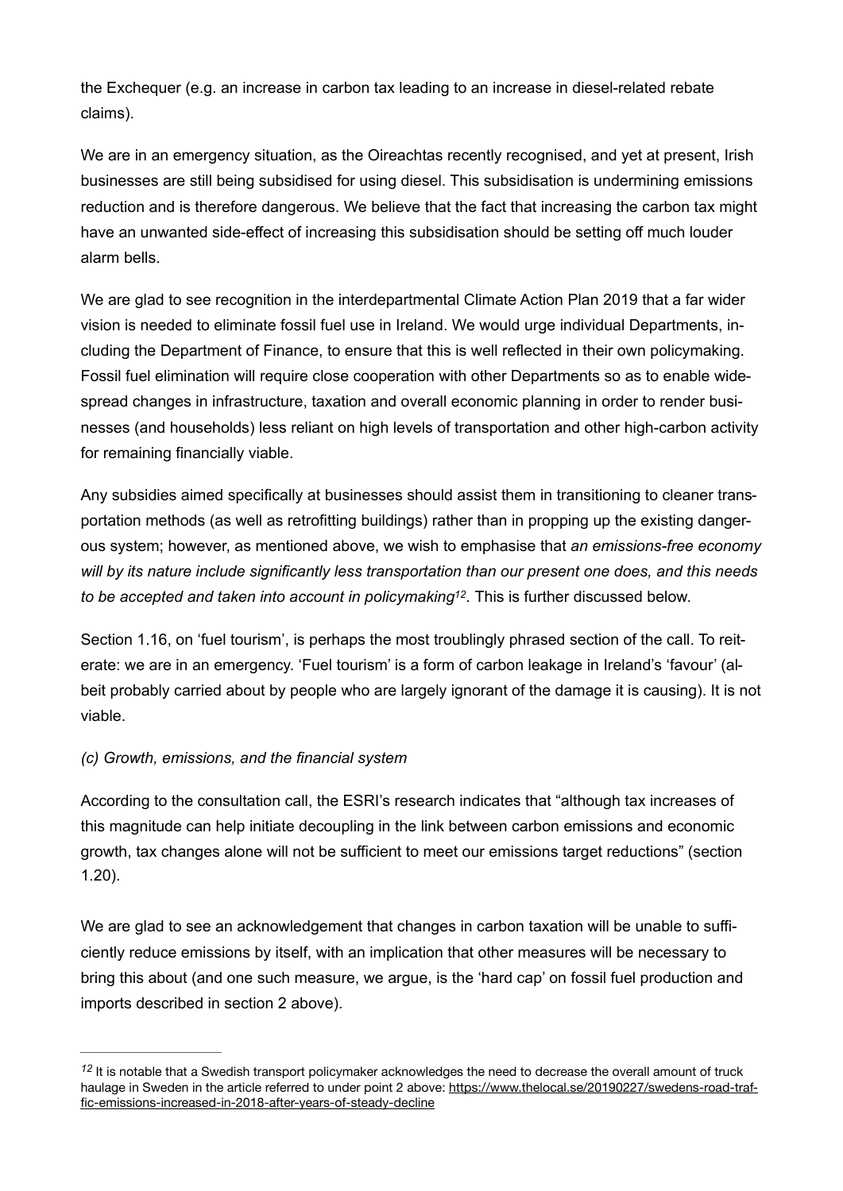the Exchequer (e.g. an increase in carbon tax leading to an increase in diesel-related rebate claims).

We are in an emergency situation, as the Oireachtas recently recognised, and yet at present, Irish businesses are still being subsidised for using diesel. This subsidisation is undermining emissions reduction and is therefore dangerous. We believe that the fact that increasing the carbon tax might have an unwanted side-effect of increasing this subsidisation should be setting off much louder alarm bells.

We are glad to see recognition in the interdepartmental Climate Action Plan 2019 that a far wider vision is needed to eliminate fossil fuel use in Ireland. We would urge individual Departments, including the Department of Finance, to ensure that this is well reflected in their own policymaking. Fossil fuel elimination will require close cooperation with other Departments so as to enable widespread changes in infrastructure, taxation and overall economic planning in order to render businesses (and households) less reliant on high levels of transportation and other high-carbon activity for remaining financially viable.

Any subsidies aimed specifically at businesses should assist them in transitioning to cleaner transportation methods (as well as retrofitting buildings) rather than in propping up the existing dangerous system; however, as mentioned above, we wish to emphasise that *an emissions-free economy will by its nature include significantly less transportation than our present one does, and this needs to be accepted and taken into account in policymaking*[12]. This is further discussed below.

Section 1.16, on 'fuel tourism', is perhaps the most troublingly phrased section of the call. To reiterate: we are in an emergency. 'Fuel tourism' is a form of carbon leakage in Ireland's 'favour' (albeit probably carried about by people who are largely ignorant of the damage it is causing). It is not viable.

*(c) Growth, emissions, and the financial system*

According to the consultation call, the ESRI's research indicates that "although tax increases of this magnitude can help initiate decoupling in the link between carbon emissions and economic growth, tax changes alone will not be sufficient to meet our emissions target reductions" (section 1.20).

We are glad to see an acknowledgement that changes in carbon taxation will be unable to sufficiently reduce emissions by itself, with an implication that other measures will be necessary to bring this about (and one such measure, we argue, is the 'hard cap' on fossil fuel production and imports described in section 2 above).

---

[12] It is notable that a Swedish transport policymaker acknowledges the need to decrease the overall amount of truck haulage in Sweden in the article referred to under point 2 above: https://www.thelocal.se/20190227/swedens-road-traffic-emissions-increased-in-2018-after-years-of-steady-decline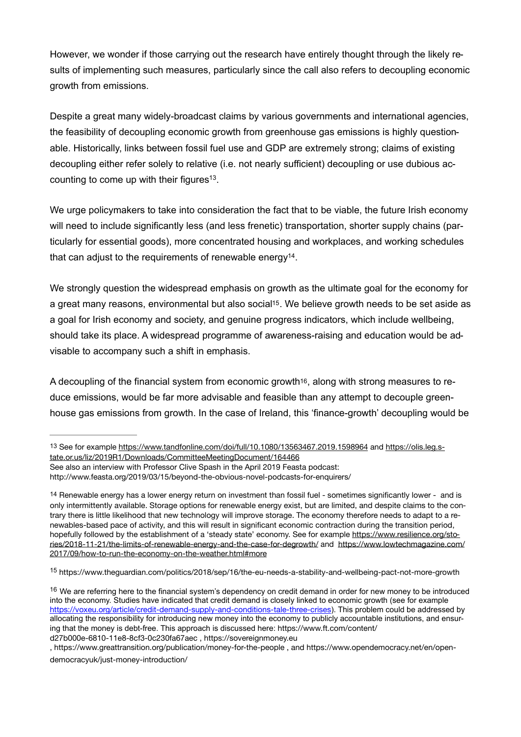However, we wonder if those carrying out the research have entirely thought through the likely results of implementing such measures, particularly since the call also refers to decoupling economic growth from emissions.

Despite a great many widely-broadcast claims by various governments and international agencies, the feasibility of decoupling economic growth from greenhouse gas emissions is highly questionable. Historically, links between fossil fuel use and GDP are extremely strong; claims of existing decoupling either refer solely to relative (i.e. not nearly sufficient) decoupling or use dubious accounting to come up with their figures[13].

We urge policymakers to take into consideration the fact that to be viable, the future Irish economy will need to include significantly less (and less frenetic) transportation, shorter supply chains (particularly for essential goods), more concentrated housing and workplaces, and working schedules that can adjust to the requirements of renewable energy[14].

We strongly question the widespread emphasis on growth as the ultimate goal for the economy for a great many reasons, environmental but also social[15]. We believe growth needs to be set aside as a goal for Irish economy and society, and genuine progress indicators, which include wellbeing, should take its place. A widespread programme of awareness-raising and education would be advisable to accompany such a shift in emphasis.

A decoupling of the financial system from economic growth[16], along with strong measures to reduce emissions, would be far more advisable and feasible than any attempt to decouple greenhouse gas emissions from growth. In the case of Ireland, this 'finance-growth' decoupling would be

---

[13] See for example https://www.tandfonline.com/doi/full/10.1080/13563467.2019.1598964 and https://olis.leg.state.or.us/liz/2019R1/Downloads/CommitteeMeetingDocument/164466
See also an interview with Professor Clive Spash in the April 2019 Feasta podcast: http://www.feasta.org/2019/03/15/beyond-the-obvious-novel-podcasts-for-enquirers/

[14] Renewable energy has a lower energy return on investment than fossil fuel - sometimes significantly lower - and is only intermittently available. Storage options for renewable energy exist, but are limited, and despite claims to the contrary there is little likelihood that new technology will improve storage. The economy therefore needs to adapt to a renewables-based pace of activity, and this will result in significant economic contraction during the transition period, hopefully followed by the establishment of a 'steady state' economy. See for example https://www.resilience.org/stories/2018-11-21/the-limits-of-renewable-energy-and-the-case-for-degrowth/ and https://www.lowtechmagazine.com/2017/09/how-to-run-the-economy-on-the-weather.html#more

[15] https://www.theguardian.com/politics/2018/sep/16/the-eu-needs-a-stability-and-wellbeing-pact-not-more-growth

[16] We are referring here to the financial system's dependency on credit demand in order for new money to be introduced into the economy. Studies have indicated that credit demand is closely linked to economic growth (see for example https://voxeu.org/article/credit-demand-supply-and-conditions-tale-three-crises). This problem could be addressed by allocating the responsibility for introducing new money into the economy to publicly accountable institutions, and ensuring that the money is debt-free. This approach is discussed here: https://www.ft.com/content/d27b000e-6810-11e8-8cf3-0c230fa67aec , https://sovereignmoney.eu , https://www.greattransition.org/publication/money-for-the-people , and https://www.opendemocracy.net/en/opendemocracyuk/just-money-introduction/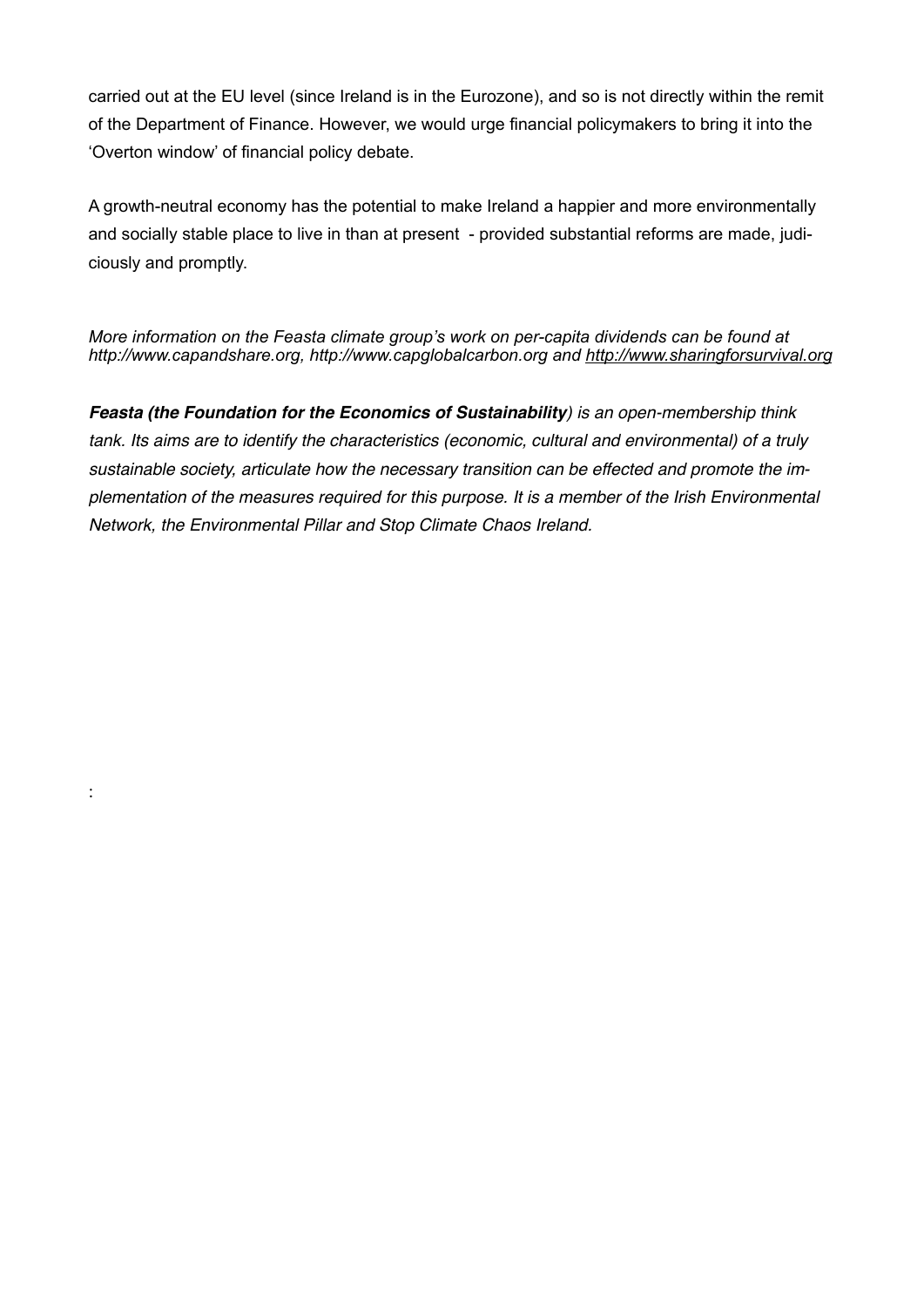carried out at the EU level (since Ireland is in the Eurozone), and so is not directly within the remit of the Department of Finance. However, we would urge financial policymakers to bring it into the 'Overton window' of financial policy debate.

A growth-neutral economy has the potential to make Ireland a happier and more environmentally and socially stable place to live in than at present - provided substantial reforms are made, judiciously and promptly.

*More information on the Feasta climate group's work on per-capita dividends can be found at http://www.capandshare.org, http://www.capglobalcarbon.org and http://www.sharingforsurvival.org*

***Feasta (the Foundation for the Economics of Sustainability**) is an open-membership think tank. Its aims are to identify the characteristics (economic, cultural and environmental) of a truly sustainable society, articulate how the necessary transition can be effected and promote the implementation of the measures required for this purpose. It is a member of the Irish Environmental Network, the Environmental Pillar and Stop Climate Chaos Ireland.*

: